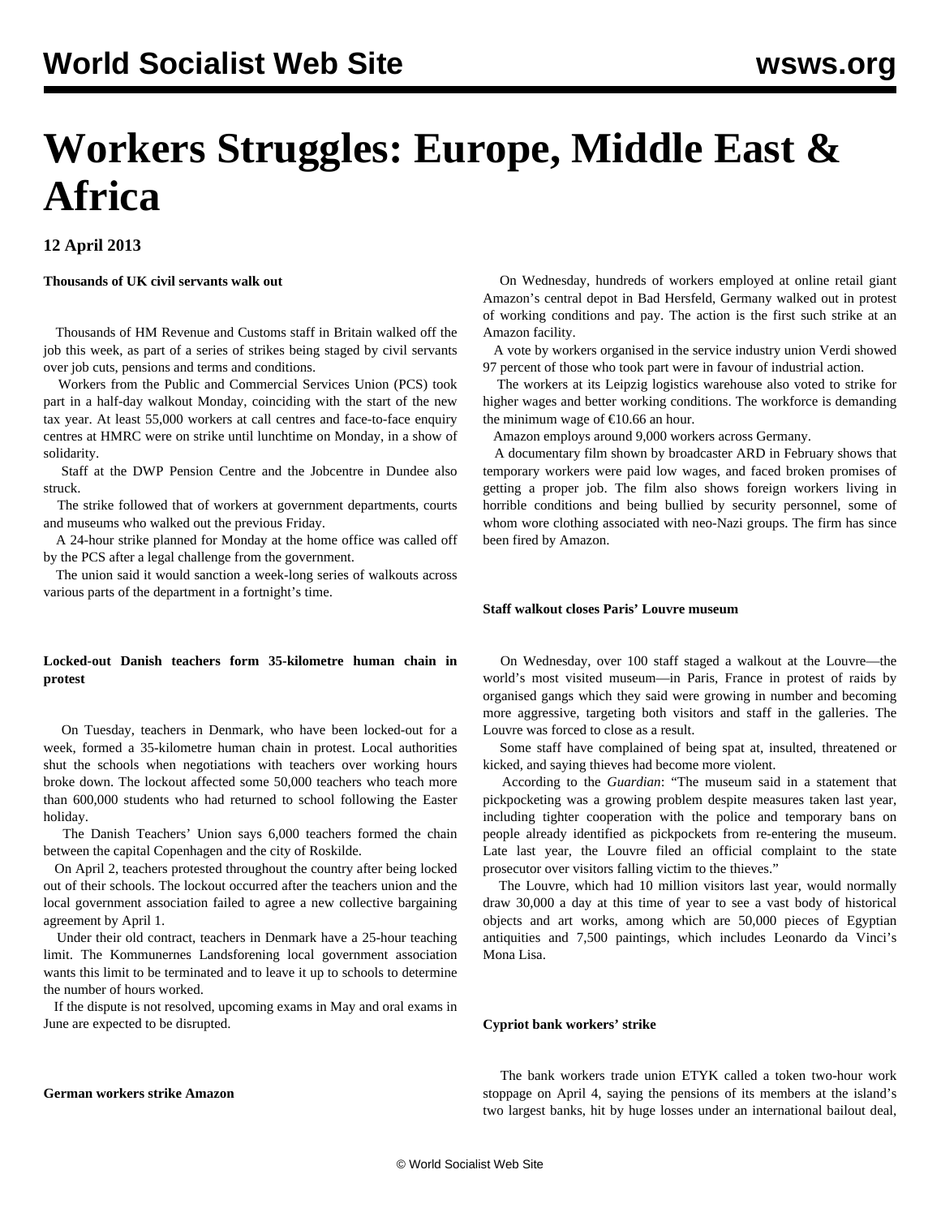# Workers Struggles: Europe, Middle East & Africa

**12 April 2013**

**Thousands of UK civil servants walk out**

Thousands of HM Revenue and Customs staff in Britain walked off the job this week, as part of a series of strikes being staged by civil servants over job cuts, pensions and terms and conditions.

Workers from the Public and Commercial Services Union (PCS) took part in a half-day walkout Monday, coinciding with the start of the new tax year. At least 55,000 workers at call centres and face-to-face enquiry centres at HMRC were on strike until lunchtime on Monday, in a show of solidarity.

Staff at the DWP Pension Centre and the Jobcentre in Dundee also struck.

The strike followed that of workers at government departments, courts and museums who walked out the previous Friday.

A 24-hour strike planned for Monday at the home office was called off by the PCS after a legal challenge from the government.

The union said it would sanction a week-long series of walkouts across various parts of the department in a fortnight's time.

**Locked-out Danish teachers form 35-kilometre human chain in protest**

On Tuesday, teachers in Denmark, who have been locked-out for a week, formed a 35-kilometre human chain in protest. Local authorities shut the schools when negotiations with teachers over working hours broke down. The lockout affected some 50,000 teachers who teach more than 600,000 students who had returned to school following the Easter holiday.

The Danish Teachers' Union says 6,000 teachers formed the chain between the capital Copenhagen and the city of Roskilde.

On April 2, teachers protested throughout the country after being locked out of their schools. The lockout occurred after the teachers union and the local government association failed to agree a new collective bargaining agreement by April 1.

Under their old contract, teachers in Denmark have a 25-hour teaching limit. The Kommunernes Landsforening local government association wants this limit to be terminated and to leave it up to schools to determine the number of hours worked.

If the dispute is not resolved, upcoming exams in May and oral exams in June are expected to be disrupted.

**German workers strike Amazon**

On Wednesday, hundreds of workers employed at online retail giant Amazon's central depot in Bad Hersfeld, Germany walked out in protest of working conditions and pay. The action is the first such strike at an Amazon facility.

A vote by workers organised in the service industry union Verdi showed 97 percent of those who took part were in favour of industrial action.

The workers at its Leipzig logistics warehouse also voted to strike for higher wages and better working conditions. The workforce is demanding the minimum wage of €10.66 an hour.

Amazon employs around 9,000 workers across Germany.

A documentary film shown by broadcaster ARD in February shows that temporary workers were paid low wages, and faced broken promises of getting a proper job. The film also shows foreign workers living in horrible conditions and being bullied by security personnel, some of whom wore clothing associated with neo-Nazi groups. The firm has since been fired by Amazon.

**Staff walkout closes Paris' Louvre museum**

On Wednesday, over 100 staff staged a walkout at the Louvre—the world's most visited museum—in Paris, France in protest of raids by organised gangs which they said were growing in number and becoming more aggressive, targeting both visitors and staff in the galleries. The Louvre was forced to close as a result.

Some staff have complained of being spat at, insulted, threatened or kicked, and saying thieves had become more violent.

According to the *Guardian*: "The museum said in a statement that pickpocketing was a growing problem despite measures taken last year, including tighter cooperation with the police and temporary bans on people already identified as pickpockets from re-entering the museum. Late last year, the Louvre filed an official complaint to the state prosecutor over visitors falling victim to the thieves."

The Louvre, which had 10 million visitors last year, would normally draw 30,000 a day at this time of year to see a vast body of historical objects and art works, among which are 50,000 pieces of Egyptian antiquities and 7,500 paintings, which includes Leonardo da Vinci's Mona Lisa.

**Cypriot bank workers' strike**

The bank workers trade union ETYK called a token two-hour work stoppage on April 4, saying the pensions of its members at the island's two largest banks, hit by huge losses under an international bailout deal,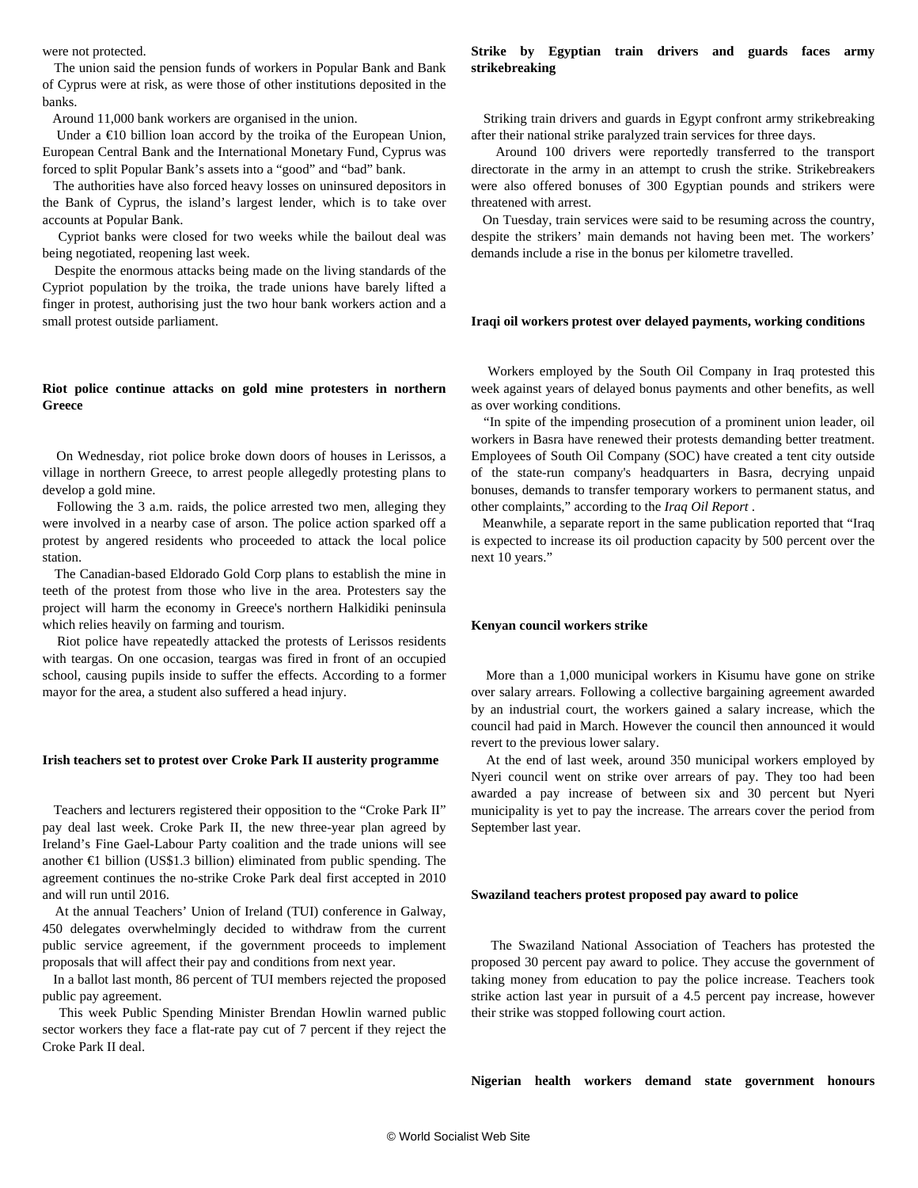were not protected.

The union said the pension funds of workers in Popular Bank and Bank of Cyprus were at risk, as were those of other institutions deposited in the banks.

Around 11,000 bank workers are organised in the union.

Under a €10 billion loan accord by the troika of the European Union, European Central Bank and the International Monetary Fund, Cyprus was forced to split Popular Bank's assets into a "good" and "bad" bank.

The authorities have also forced heavy losses on uninsured depositors in the Bank of Cyprus, the island's largest lender, which is to take over accounts at Popular Bank.

Cypriot banks were closed for two weeks while the bailout deal was being negotiated, reopening last week.

Despite the enormous attacks being made on the living standards of the Cypriot population by the troika, the trade unions have barely lifted a finger in protest, authorising just the two hour bank workers action and a small protest outside parliament.

**Riot police continue attacks on gold mine protesters in northern Greece**

On Wednesday, riot police broke down doors of houses in Lerissos, a village in northern Greece, to arrest people allegedly protesting plans to develop a gold mine.

Following the 3 a.m. raids, the police arrested two men, alleging they were involved in a nearby case of arson. The police action sparked off a protest by angered residents who proceeded to attack the local police station.

The Canadian-based Eldorado Gold Corp plans to establish the mine in teeth of the protest from those who live in the area. Protesters say the project will harm the economy in Greece's northern Halkidiki peninsula which relies heavily on farming and tourism.

Riot police have repeatedly attacked the protests of Lerissos residents with teargas. On one occasion, teargas was fired in front of an occupied school, causing pupils inside to suffer the effects. According to a former mayor for the area, a student also suffered a head injury.

**Irish teachers set to protest over Croke Park II austerity programme**

Teachers and lecturers registered their opposition to the "Croke Park II" pay deal last week. Croke Park II, the new three-year plan agreed by Ireland's Fine Gael-Labour Party coalition and the trade unions will see another €1 billion (US$1.3 billion) eliminated from public spending. The agreement continues the no-strike Croke Park deal first accepted in 2010 and will run until 2016.

At the annual Teachers' Union of Ireland (TUI) conference in Galway, 450 delegates overwhelmingly decided to withdraw from the current public service agreement, if the government proceeds to implement proposals that will affect their pay and conditions from next year.

In a ballot last month, 86 percent of TUI members rejected the proposed public pay agreement.

This week Public Spending Minister Brendan Howlin warned public sector workers they face a flat-rate pay cut of 7 percent if they reject the Croke Park II deal.

**Strike by Egyptian train drivers and guards faces army strikebreaking**

Striking train drivers and guards in Egypt confront army strikebreaking after their national strike paralyzed train services for three days.

Around 100 drivers were reportedly transferred to the transport directorate in the army in an attempt to crush the strike. Strikebreakers were also offered bonuses of 300 Egyptian pounds and strikers were threatened with arrest.

On Tuesday, train services were said to be resuming across the country, despite the strikers' main demands not having been met. The workers' demands include a rise in the bonus per kilometre travelled.

**Iraqi oil workers protest over delayed payments, working conditions**

Workers employed by the South Oil Company in Iraq protested this week against years of delayed bonus payments and other benefits, as well as over working conditions.

"In spite of the impending prosecution of a prominent union leader, oil workers in Basra have renewed their protests demanding better treatment. Employees of South Oil Company (SOC) have created a tent city outside of the state-run company's headquarters in Basra, decrying unpaid bonuses, demands to transfer temporary workers to permanent status, and other complaints," according to the *Iraq Oil Report* .

Meanwhile, a separate report in the same publication reported that "Iraq is expected to increase its oil production capacity by 500 percent over the next 10 years."

**Kenyan council workers strike**

More than a 1,000 municipal workers in Kisumu have gone on strike over salary arrears. Following a collective bargaining agreement awarded by an industrial court, the workers gained a salary increase, which the council had paid in March. However the council then announced it would revert to the previous lower salary.

At the end of last week, around 350 municipal workers employed by Nyeri council went on strike over arrears of pay. They too had been awarded a pay increase of between six and 30 percent but Nyeri municipality is yet to pay the increase. The arrears cover the period from September last year.

**Swaziland teachers protest proposed pay award to police**

The Swaziland National Association of Teachers has protested the proposed 30 percent pay award to police. They accuse the government of taking money from education to pay the police increase. Teachers took strike action last year in pursuit of a 4.5 percent pay increase, however their strike was stopped following court action.

**Nigerian health workers demand state government honours**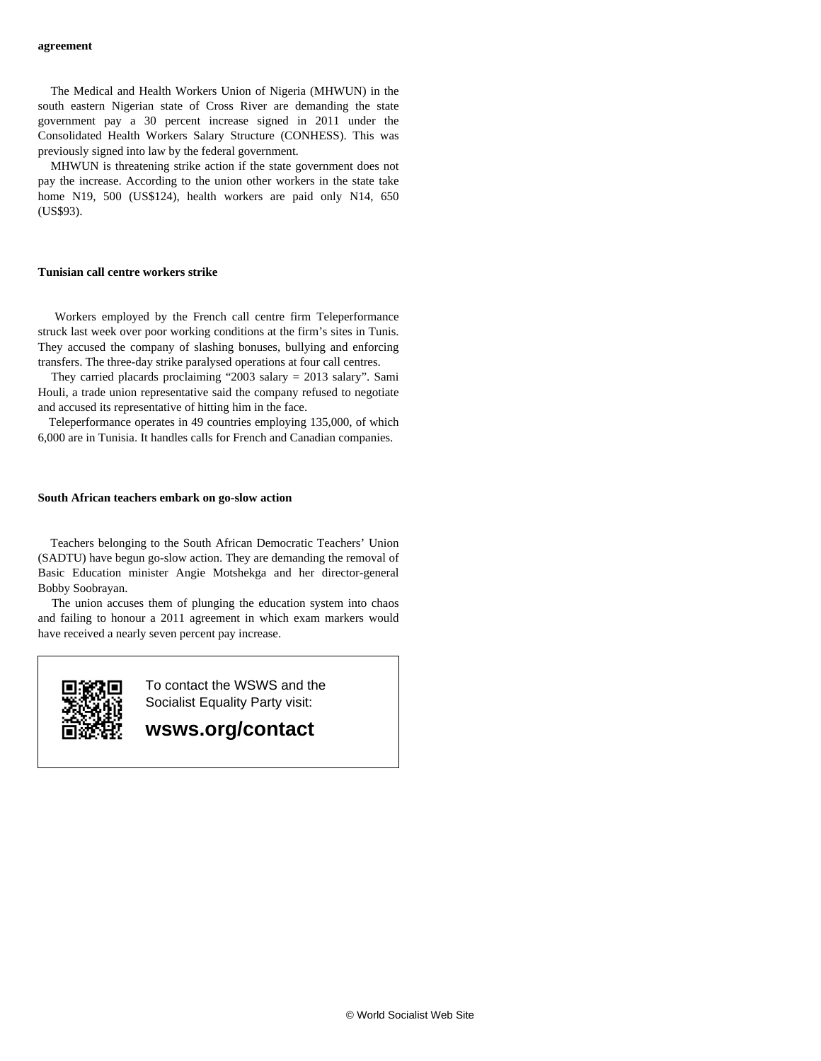**agreement**

The Medical and Health Workers Union of Nigeria (MHWUN) in the south eastern Nigerian state of Cross River are demanding the state government pay a 30 percent increase signed in 2011 under the Consolidated Health Workers Salary Structure (CONHESS). This was previously signed into law by the federal government.

MHWUN is threatening strike action if the state government does not pay the increase. According to the union other workers in the state take home N19, 500 (US$124), health workers are paid only N14, 650 (US$93).

**Tunisian call centre workers strike**

Workers employed by the French call centre firm Teleperformance struck last week over poor working conditions at the firm's sites in Tunis. They accused the company of slashing bonuses, bullying and enforcing transfers. The three-day strike paralysed operations at four call centres.

They carried placards proclaiming "2003 salary = 2013 salary". Sami Houli, a trade union representative said the company refused to negotiate and accused its representative of hitting him in the face.

Teleperformance operates in 49 countries employing 135,000, of which 6,000 are in Tunisia. It handles calls for French and Canadian companies.

**South African teachers embark on go-slow action**

Teachers belonging to the South African Democratic Teachers' Union (SADTU) have begun go-slow action. They are demanding the removal of Basic Education minister Angie Motshekga and her director-general Bobby Soobrayan.

The union accuses them of plunging the education system into chaos and failing to honour a 2011 agreement in which exam markers would have received a nearly seven percent pay increase.

To contact the WSWS and the Socialist Equality Party visit:

**wsws.org/contact**